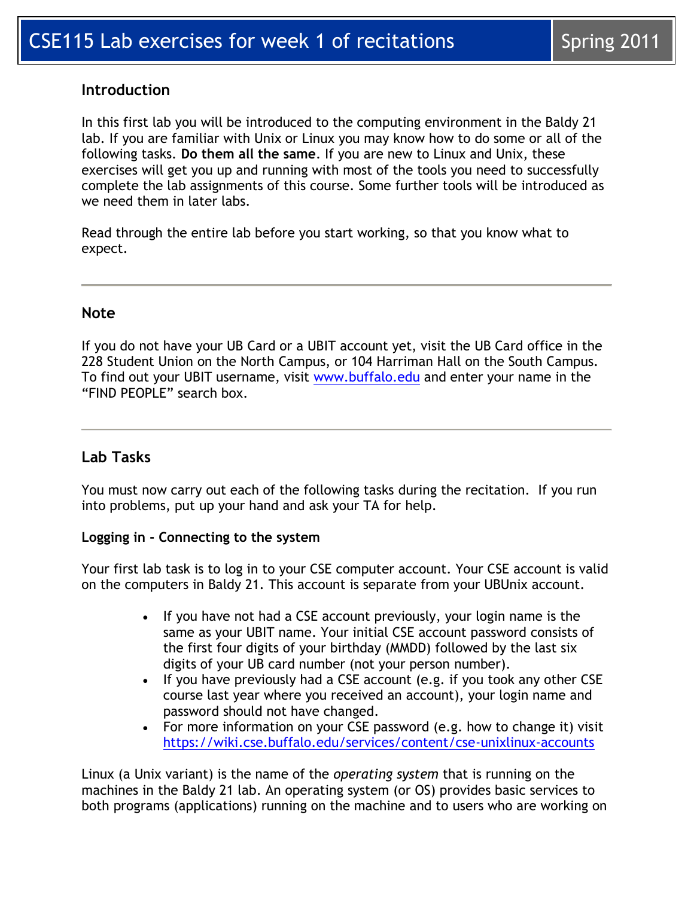# CSE115 Lab exercises for week 1 of recitations — Spring 2011

## Introduction

In this first lab you will be introduced to the computing environment in the Baldy 21 lab. If you are familiar with Unix or Linux you may know how to do some or all of the following tasks. **Do them all the same**. If you are new to Linux and Unix, these exercises will get you up and running with most of the tools you need to successfully complete the lab assignments of this course. Some further tools will be introduced as we need them in later labs.

Read through the entire lab before you start working, so that you know what to expect.

---

## Note

If you do not have your UB Card or a UBIT account yet, visit the UB Card office in the 228 Student Union on the North Campus, or 104 Harriman Hall on the South Campus. To find out your UBIT username, visit [www.buffalo.edu](www.buffalo.edu) and enter your name in the "FIND PEOPLE" search box.

---

## Lab Tasks

You must now carry out each of the following tasks during the recitation. If you run into problems, put up your hand and ask your TA for help.

### Logging in - Connecting to the system

Your first lab task is to log in to your CSE computer account. Your CSE account is valid on the computers in Baldy 21. This account is separate from your UBUnix account.

- If you have not had a CSE account previously, your login name is the same as your UBIT name. Your initial CSE account password consists of the first four digits of your birthday (MMDD) followed by the last six digits of your UB card number (not your person number).
- If you have previously had a CSE account (e.g. if you took any other CSE course last year where you received an account), your login name and password should not have changed.
- For more information on your CSE password (e.g. how to change it) visit [https://wiki.cse.buffalo.edu/services/content/cse-unixlinux-accounts](https://wiki.cse.buffalo.edu/services/content/cse-unixlinux-accounts)

Linux (a Unix variant) is the name of the *operating system* that is running on the machines in the Baldy 21 lab. An operating system (or OS) provides basic services to both programs (applications) running on the machine and to users who are working on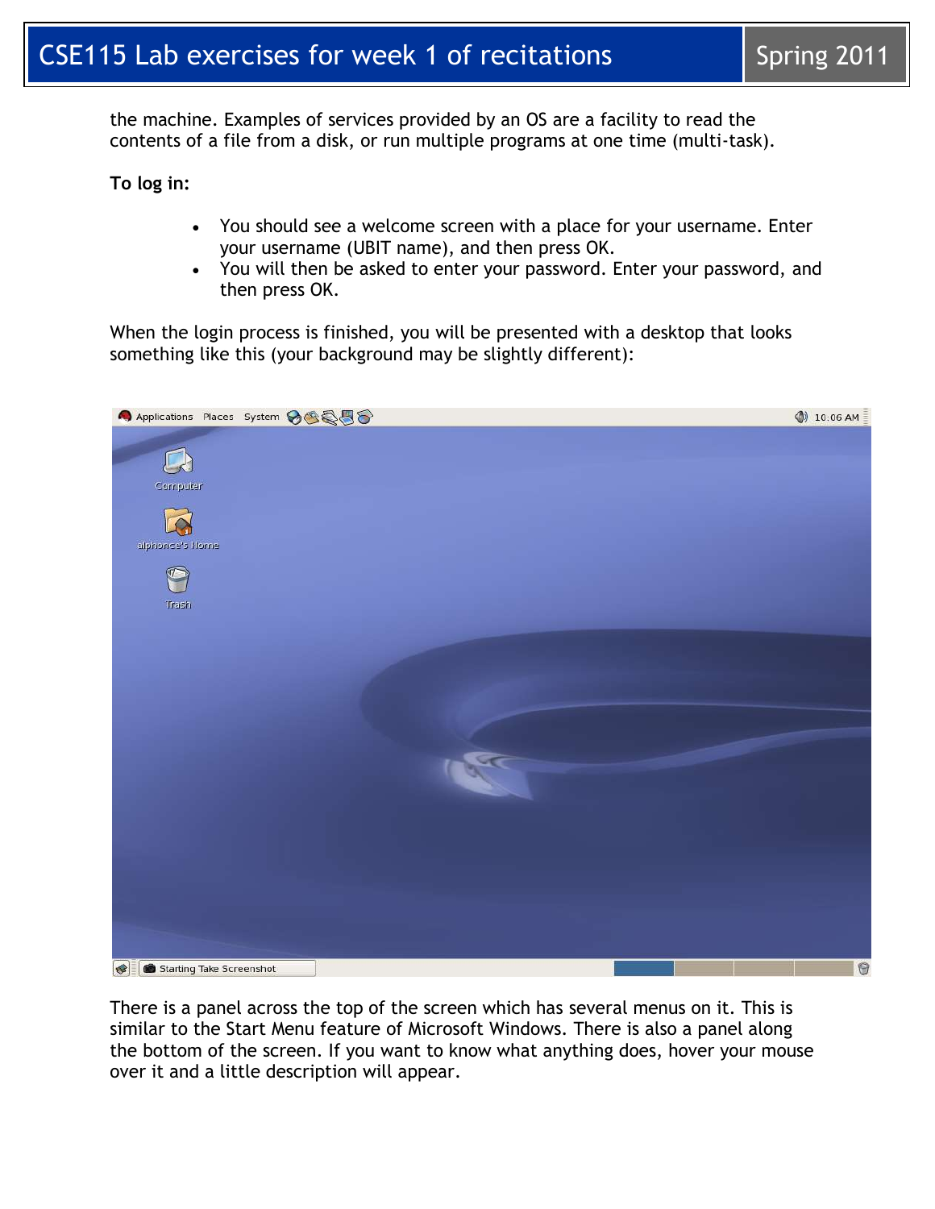the machine. Examples of services provided by an OS are a facility to read the contents of a file from a disk, or run multiple programs at one time (multi-task).

**To log in:**

- You should see a welcome screen with a place for your username. Enter your username (UBIT name), and then press OK.
- You will then be asked to enter your password. Enter your password, and then press OK.

When the login process is finished, you will be presented with a desktop that looks something like this (your background may be slightly different):

There is a panel across the top of the screen which has several menus on it. This is similar to the Start Menu feature of Microsoft Windows. There is also a panel along the bottom of the screen. If you want to know what anything does, hover your mouse over it and a little description will appear.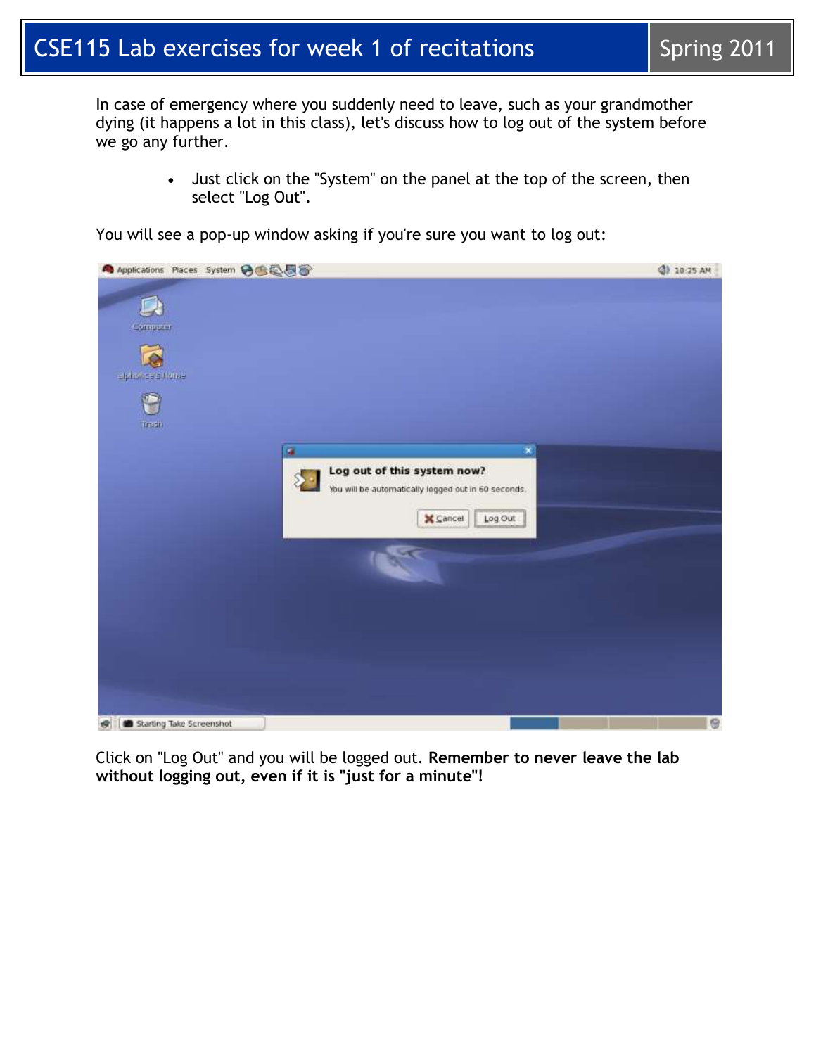In case of emergency where you suddenly need to leave, such as your grandmother dying (it happens a lot in this class), let's discuss how to log out of the system before we go any further.

- Just click on the "System" on the panel at the top of the screen, then select "Log Out".

You will see a pop-up window asking if you're sure you want to log out:

Click on "Log Out" and you will be logged out. **Remember to never leave the lab without logging out, even if it is "just for a minute"!**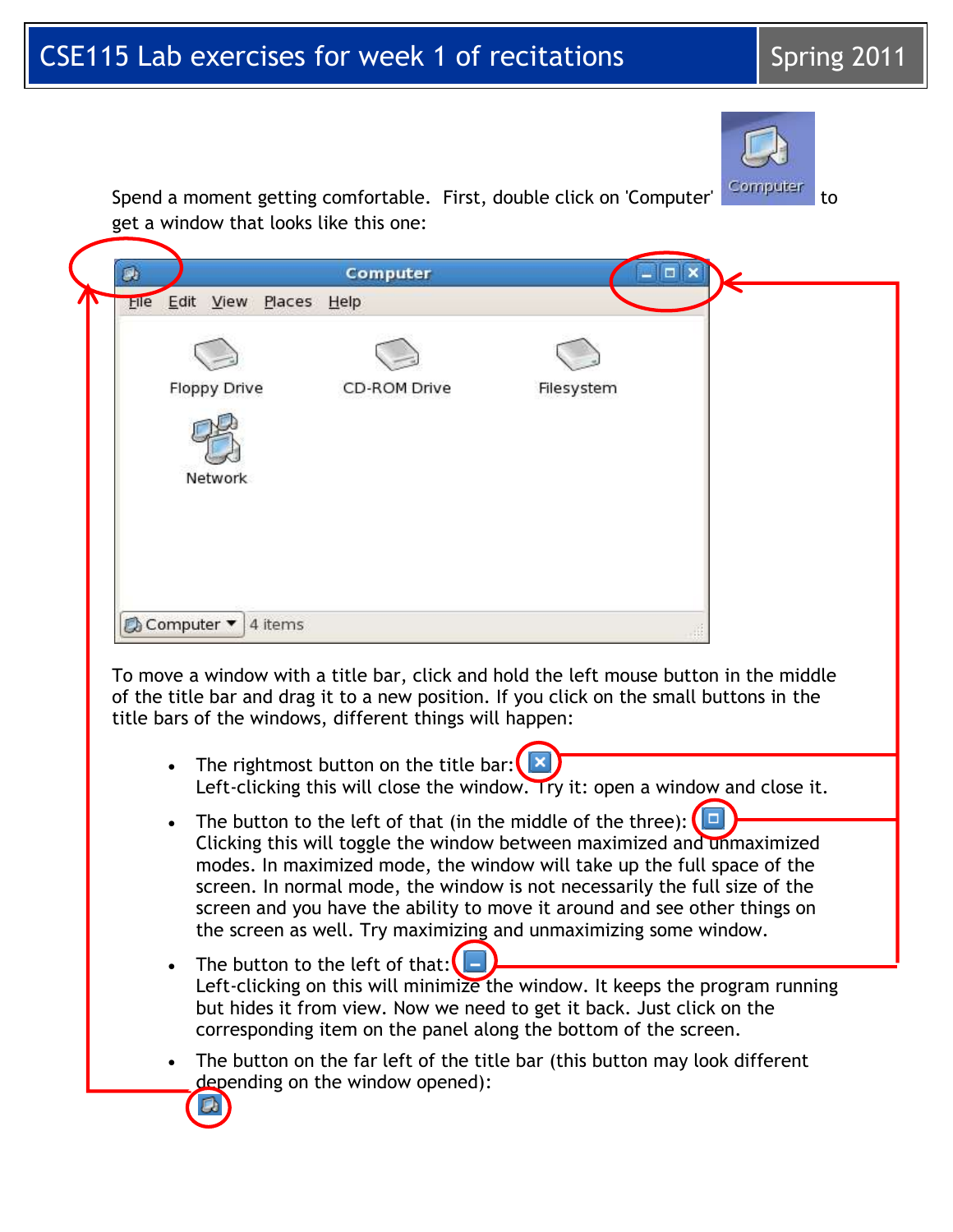Spend a moment getting comfortable. First, double click on 'Computer' to get a window that looks like this one:

To move a window with a title bar, click and hold the left mouse button in the middle of the title bar and drag it to a new position. If you click on the small buttons in the title bars of the windows, different things will happen:

- The rightmost button on the title bar:
  Left-clicking this will close the window. Try it: open a window and close it.
- The button to the left of that (in the middle of the three):
  Clicking this will toggle the window between maximized and unmaximized modes. In maximized mode, the window will take up the full space of the screen. In normal mode, the window is not necessarily the full size of the screen and you have the ability to move it around and see other things on the screen as well. Try maximizing and unmaximizing some window.
- The button to the left of that:
  Left-clicking on this will minimize the window. It keeps the program running but hides it from view. Now we need to get it back. Just click on the corresponding item on the panel along the bottom of the screen.
- The button on the far left of the title bar (this button may look different depending on the window opened):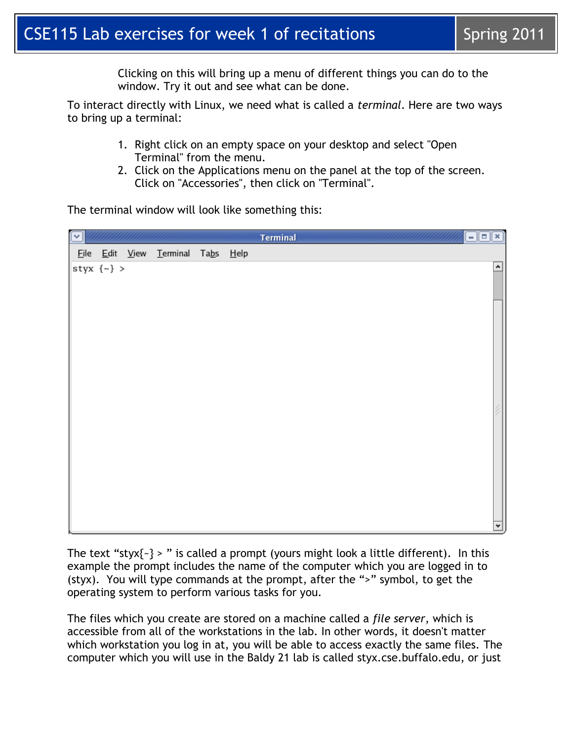Clicking on this will bring up a menu of different things you can do to the window. Try it out and see what can be done.

To interact directly with Linux, we need what is called a *terminal*. Here are two ways to bring up a terminal:

1. Right click on an empty space on your desktop and select "Open Terminal" from the menu.
2. Click on the Applications menu on the panel at the top of the screen. Click on "Accessories", then click on "Terminal".

The terminal window will look like something this:

```
styx {~} >
```

The text "styx{~} > " is called a prompt (yours might look a little different). In this example the prompt includes the name of the computer which you are logged in to (styx). You will type commands at the prompt, after the ">" symbol, to get the operating system to perform various tasks for you.

The files which you create are stored on a machine called a *file server*, which is accessible from all of the workstations in the lab. In other words, it doesn't matter which workstation you log in at, you will be able to access exactly the same files. The computer which you will use in the Baldy 21 lab is called styx.cse.buffalo.edu, or just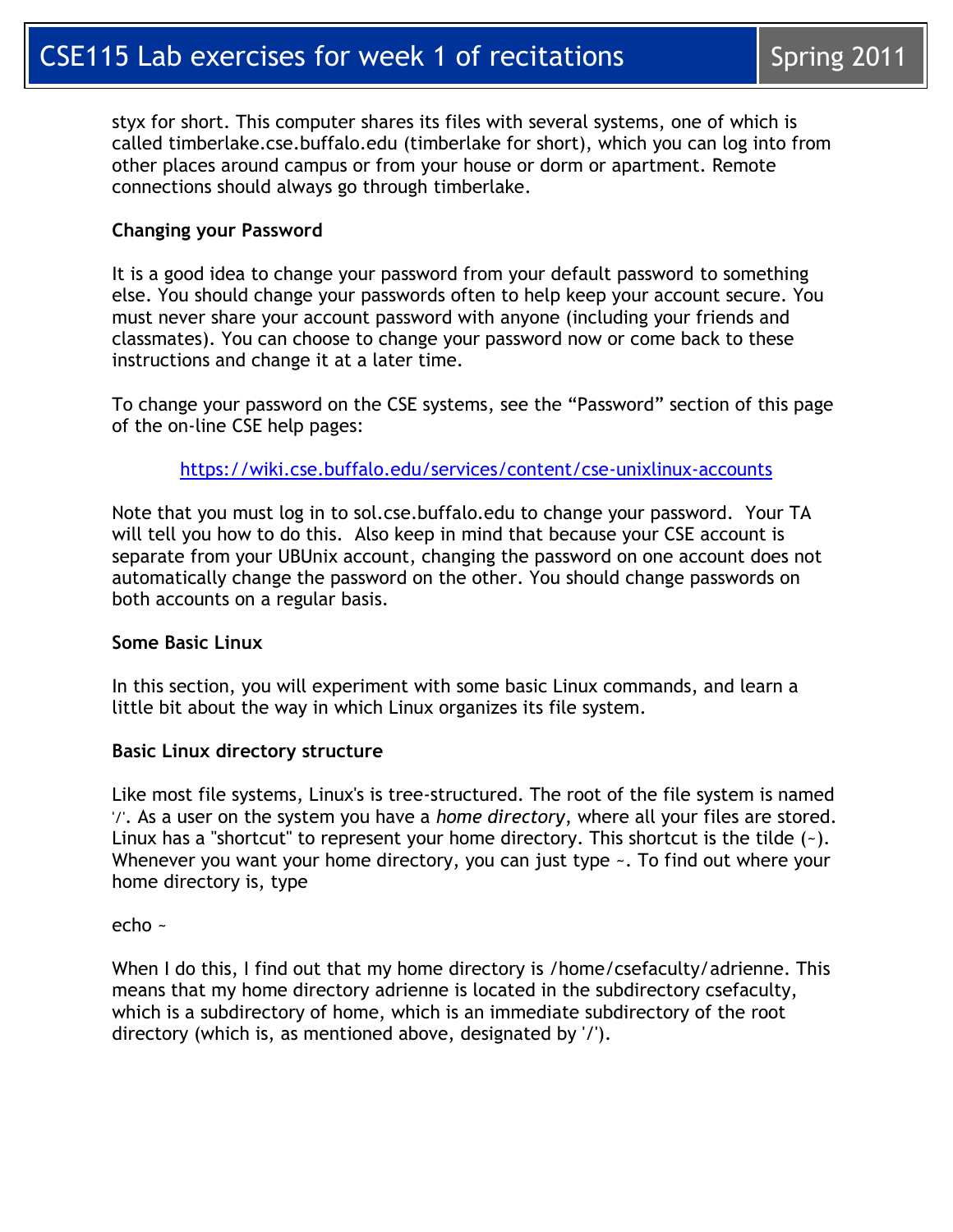styx for short. This computer shares its files with several systems, one of which is called timberlake.cse.buffalo.edu (timberlake for short), which you can log into from other places around campus or from your house or dorm or apartment. Remote connections should always go through timberlake.

**Changing your Password**

It is a good idea to change your password from your default password to something else. You should change your passwords often to help keep your account secure. You must never share your account password with anyone (including your friends and classmates). You can choose to change your password now or come back to these instructions and change it at a later time.

To change your password on the CSE systems, see the "Password" section of this page of the on-line CSE help pages:

https://wiki.cse.buffalo.edu/services/content/cse-unixlinux-accounts

Note that you must log in to sol.cse.buffalo.edu to change your password. Your TA will tell you how to do this. Also keep in mind that because your CSE account is separate from your UBUnix account, changing the password on one account does not automatically change the password on the other. You should change passwords on both accounts on a regular basis.

**Some Basic Linux**

In this section, you will experiment with some basic Linux commands, and learn a little bit about the way in which Linux organizes its file system.

**Basic Linux directory structure**

Like most file systems, Linux's is tree-structured. The root of the file system is named '/'. As a user on the system you have a *home directory*, where all your files are stored. Linux has a "shortcut" to represent your home directory. This shortcut is the tilde (~). Whenever you want your home directory, you can just type ~. To find out where your home directory is, type

```
echo ~
```

When I do this, I find out that my home directory is /home/csefaculty/adrienne. This means that my home directory adrienne is located in the subdirectory csefaculty, which is a subdirectory of home, which is an immediate subdirectory of the root directory (which is, as mentioned above, designated by '/').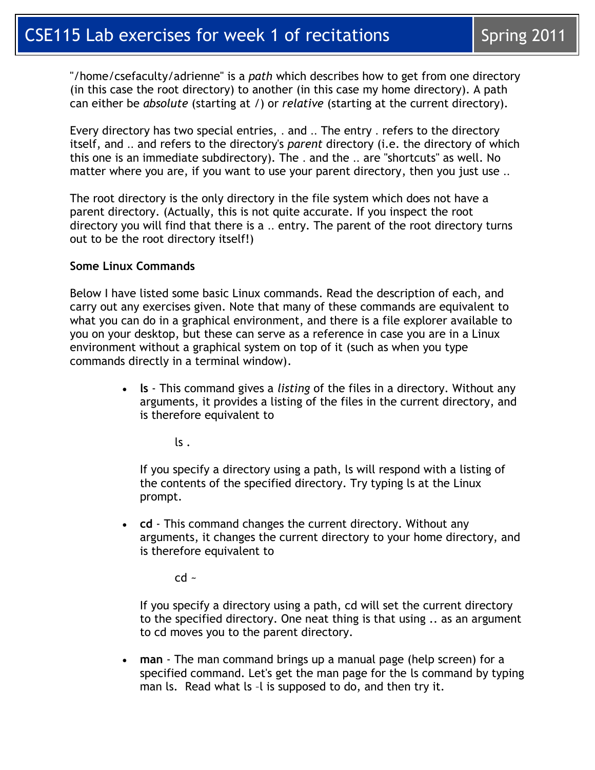"/home/csefaculty/adrienne" is a *path* which describes how to get from one directory (in this case the root directory) to another (in this case my home directory). A path can either be *absolute* (starting at /) or *relative* (starting at the current directory).

Every directory has two special entries, . and .. The entry . refers to the directory itself, and .. and refers to the directory's *parent* directory (i.e. the directory of which this one is an immediate subdirectory). The . and the .. are "shortcuts" as well. No matter where you are, if you want to use your parent directory, then you just use ..

The root directory is the only directory in the file system which does not have a parent directory. (Actually, this is not quite accurate. If you inspect the root directory you will find that there is a .. entry. The parent of the root directory turns out to be the root directory itself!)

**Some Linux Commands**

Below I have listed some basic Linux commands. Read the description of each, and carry out any exercises given. Note that many of these commands are equivalent to what you can do in a graphical environment, and there is a file explorer available to you on your desktop, but these can serve as a reference in case you are in a Linux environment without a graphical system on top of it (such as when you type commands directly in a terminal window).

- **ls** - This command gives a *listing* of the files in a directory. Without any arguments, it provides a listing of the files in the current directory, and is therefore equivalent to

  ```
  ls .
  ```

  If you specify a directory using a path, ls will respond with a listing of the contents of the specified directory. Try typing ls at the Linux prompt.

- **cd** - This command changes the current directory. Without any arguments, it changes the current directory to your home directory, and is therefore equivalent to

  ```
  cd ~
  ```

  If you specify a directory using a path, cd will set the current directory to the specified directory. One neat thing is that using .. as an argument to cd moves you to the parent directory.

- **man** - The man command brings up a manual page (help screen) for a specified command. Let's get the man page for the ls command by typing man ls. Read what ls –l is supposed to do, and then try it.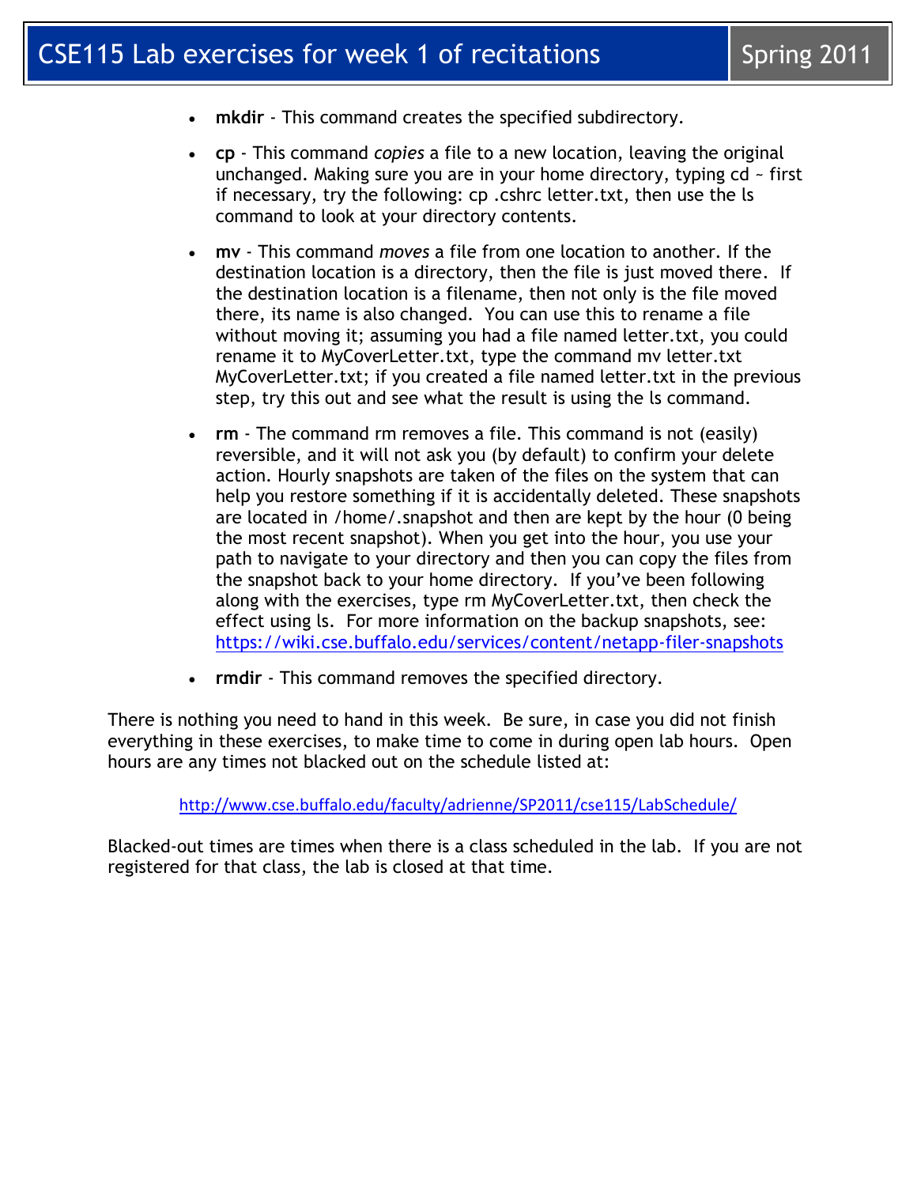- **mkdir** - This command creates the specified subdirectory.

- **cp** - This command *copies* a file to a new location, leaving the original unchanged. Making sure you are in your home directory, typing cd ~ first if necessary, try the following: cp .cshrc letter.txt, then use the ls command to look at your directory contents.

- **mv** - This command *moves* a file from one location to another. If the destination location is a directory, then the file is just moved there. If the destination location is a filename, then not only is the file moved there, its name is also changed. You can use this to rename a file without moving it; assuming you had a file named letter.txt, you could rename it to MyCoverLetter.txt, type the command mv letter.txt MyCoverLetter.txt; if you created a file named letter.txt in the previous step, try this out and see what the result is using the ls command.

- **rm** - The command rm removes a file. This command is not (easily) reversible, and it will not ask you (by default) to confirm your delete action. Hourly snapshots are taken of the files on the system that can help you restore something if it is accidentally deleted. These snapshots are located in /home/.snapshot and then are kept by the hour (0 being the most recent snapshot). When you get into the hour, you use your path to navigate to your directory and then you can copy the files from the snapshot back to your home directory. If you've been following along with the exercises, type rm MyCoverLetter.txt, then check the effect using ls. For more information on the backup snapshots, see: https://wiki.cse.buffalo.edu/services/content/netapp-filer-snapshots

- **rmdir** - This command removes the specified directory.

There is nothing you need to hand in this week. Be sure, in case you did not finish everything in these exercises, to make time to come in during open lab hours. Open hours are any times not blacked out on the schedule listed at:

http://www.cse.buffalo.edu/faculty/adrienne/SP2011/cse115/LabSchedule/

Blacked-out times are times when there is a class scheduled in the lab. If you are not registered for that class, the lab is closed at that time.